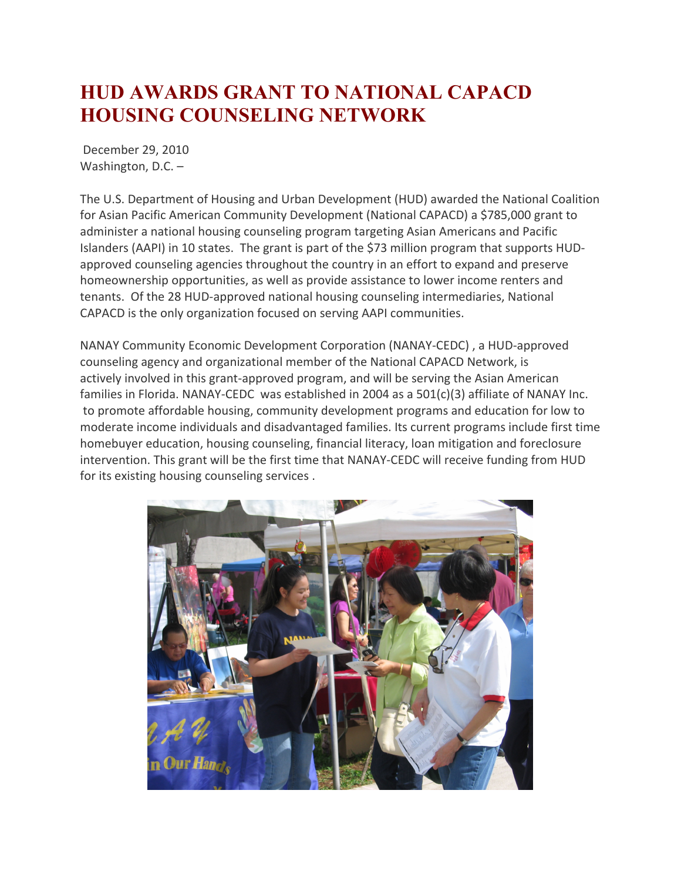# HUD AWARDS GRANT TO NATIONAL CAPACD HOUSING COUNSELING NETWORK

December 29, 2010
Washington, D.C. –

The U.S. Department of Housing and Urban Development (HUD) awarded the National Coalition for Asian Pacific American Community Development (National CAPACD) a $785,000 grant to administer a national housing counseling program targeting Asian Americans and Pacific Islanders (AAPI) in 10 states. The grant is part of the $73 million program that supports HUD-approved counseling agencies throughout the country in an effort to expand and preserve homeownership opportunities, as well as provide assistance to lower income renters and tenants. Of the 28 HUD-approved national housing counseling intermediaries, National CAPACD is the only organization focused on serving AAPI communities.

NANAY Community Economic Development Corporation (NANAY-CEDC) , a HUD-approved counseling agency and organizational member of the National CAPACD Network, is actively involved in this grant-approved program, and will be serving the Asian American families in Florida. NANAY-CEDC was established in 2004 as a 501(c)(3) affiliate of NANAY Inc. to promote affordable housing, community development programs and education for low to moderate income individuals and disadvantaged families. Its current programs include first time homebuyer education, housing counseling, financial literacy, loan mitigation and foreclosure intervention. This grant will be the first time that NANAY-CEDC will receive funding from HUD for its existing housing counseling services .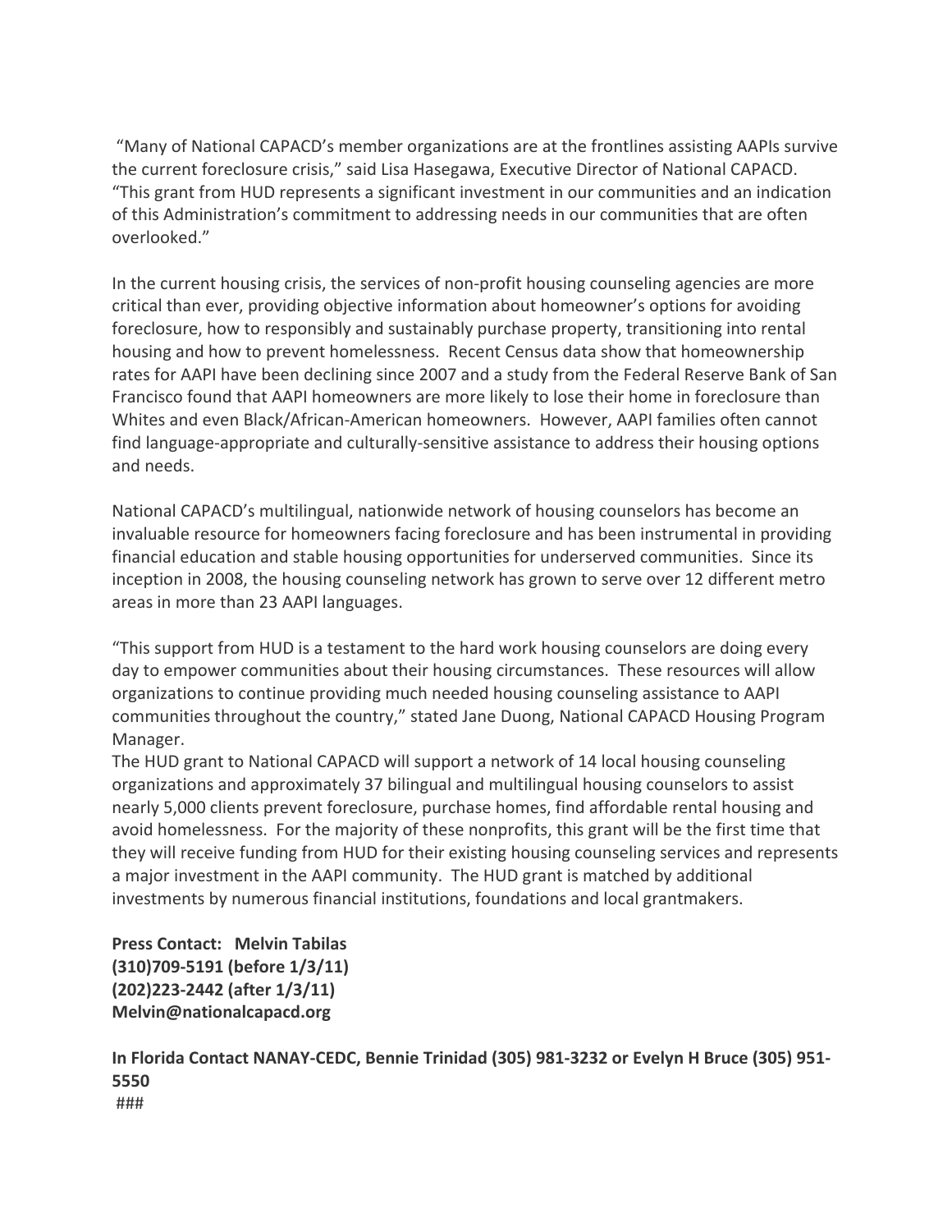"Many of National CAPACD's member organizations are at the frontlines assisting AAPIs survive the current foreclosure crisis," said Lisa Hasegawa, Executive Director of National CAPACD. "This grant from HUD represents a significant investment in our communities and an indication of this Administration's commitment to addressing needs in our communities that are often overlooked."

In the current housing crisis, the services of non-profit housing counseling agencies are more critical than ever, providing objective information about homeowner's options for avoiding foreclosure, how to responsibly and sustainably purchase property, transitioning into rental housing and how to prevent homelessness. Recent Census data show that homeownership rates for AAPI have been declining since 2007 and a study from the Federal Reserve Bank of San Francisco found that AAPI homeowners are more likely to lose their home in foreclosure than Whites and even Black/African-American homeowners. However, AAPI families often cannot find language-appropriate and culturally-sensitive assistance to address their housing options and needs.

National CAPACD's multilingual, nationwide network of housing counselors has become an invaluable resource for homeowners facing foreclosure and has been instrumental in providing financial education and stable housing opportunities for underserved communities. Since its inception in 2008, the housing counseling network has grown to serve over 12 different metro areas in more than 23 AAPI languages.

"This support from HUD is a testament to the hard work housing counselors are doing every day to empower communities about their housing circumstances. These resources will allow organizations to continue providing much needed housing counseling assistance to AAPI communities throughout the country," stated Jane Duong, National CAPACD Housing Program Manager.

The HUD grant to National CAPACD will support a network of 14 local housing counseling organizations and approximately 37 bilingual and multilingual housing counselors to assist nearly 5,000 clients prevent foreclosure, purchase homes, find affordable rental housing and avoid homelessness. For the majority of these nonprofits, this grant will be the first time that they will receive funding from HUD for their existing housing counseling services and represents a major investment in the AAPI community. The HUD grant is matched by additional investments by numerous financial institutions, foundations and local grantmakers.

**Press Contact: Melvin Tabilas**
**(310)709-5191 (before 1/3/11)**
**(202)223-2442 (after 1/3/11)**
**Melvin@nationalcapacd.org**

**In Florida Contact NANAY-CEDC, Bennie Trinidad (305) 981-3232 or Evelyn H Bruce (305) 951-5550**

###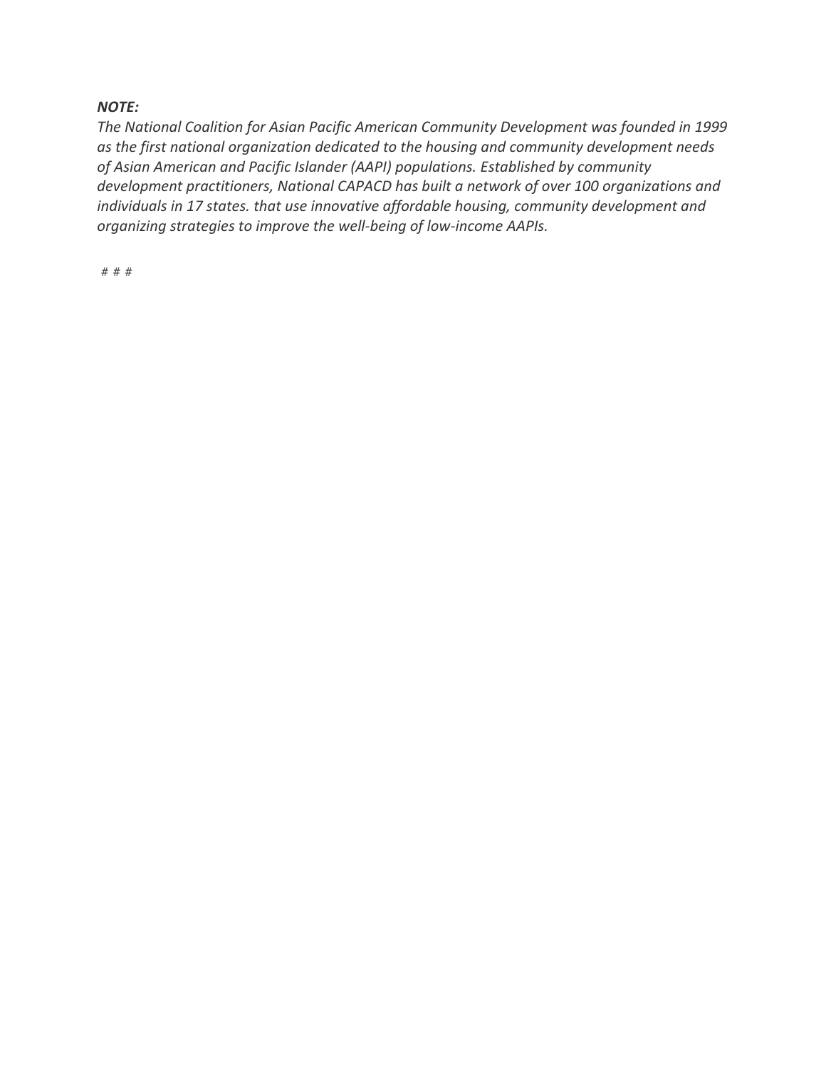***NOTE:***

*The National Coalition for Asian Pacific American Community Development was founded in 1999 as the first national organization dedicated to the housing and community development needs of Asian American and Pacific Islander (AAPI) populations. Established by community development practitioners, National CAPACD has built a network of over 100 organizations and individuals in 17 states. that use innovative affordable housing, community development and organizing strategies to improve the well-being of low-income AAPIs.*

# # #